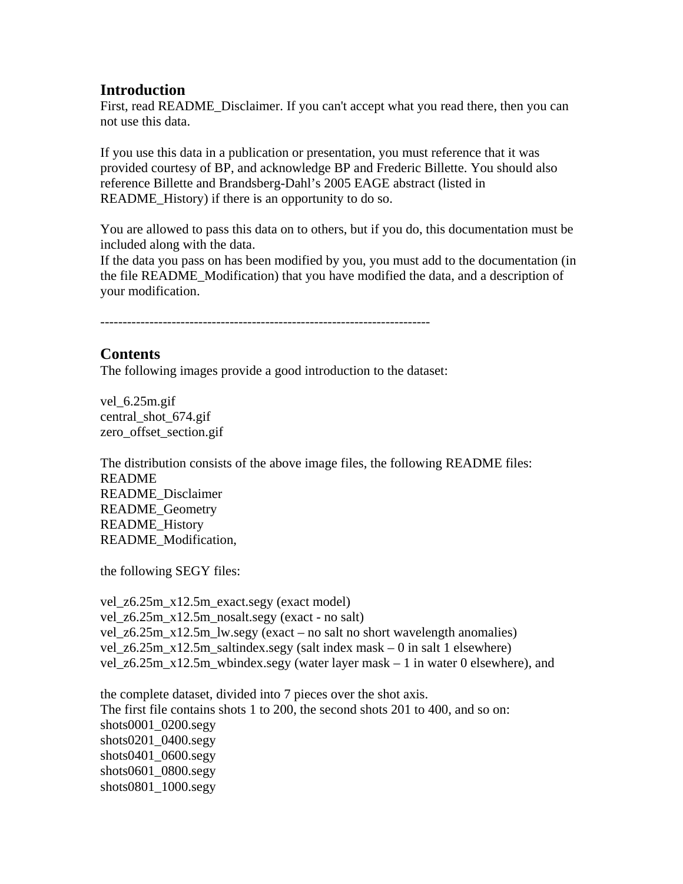## Introduction

First, read README_Disclaimer. If you can't accept what you read there, then you can not use this data.

If you use this data in a publication or presentation, you must reference that it was provided courtesy of BP, and acknowledge BP and Frederic Billette. You should also reference Billette and Brandsberg-Dahl's 2005 EAGE abstract (listed in README_History) if there is an opportunity to do so.

You are allowed to pass this data on to others, but if you do, this documentation must be included along with the data.
If the data you pass on has been modified by you, you must add to the documentation (in the file README_Modification) that you have modified the data, and a description of your modification.

---

## Contents

The following images provide a good introduction to the dataset:

vel_6.25m.gif
central_shot_674.gif
zero_offset_section.gif

The distribution consists of the above image files, the following README files:
README
README_Disclaimer
README_Geometry
README_History
README_Modification,

the following SEGY files:

vel_z6.25m_x12.5m_exact.segy (exact model)
vel_z6.25m_x12.5m_nosalt.segy (exact - no salt)
vel_z6.25m_x12.5m_lw.segy (exact – no salt no short wavelength anomalies)
vel_z6.25m_x12.5m_saltindex.segy (salt index mask – 0 in salt 1 elsewhere)
vel_z6.25m_x12.5m_wbindex.segy (water layer mask – 1 in water 0 elsewhere), and

the complete dataset, divided into 7 pieces over the shot axis.
The first file contains shots 1 to 200, the second shots 201 to 400, and so on:
shots0001_0200.segy
shots0201_0400.segy
shots0401_0600.segy
shots0601_0800.segy
shots0801_1000.segy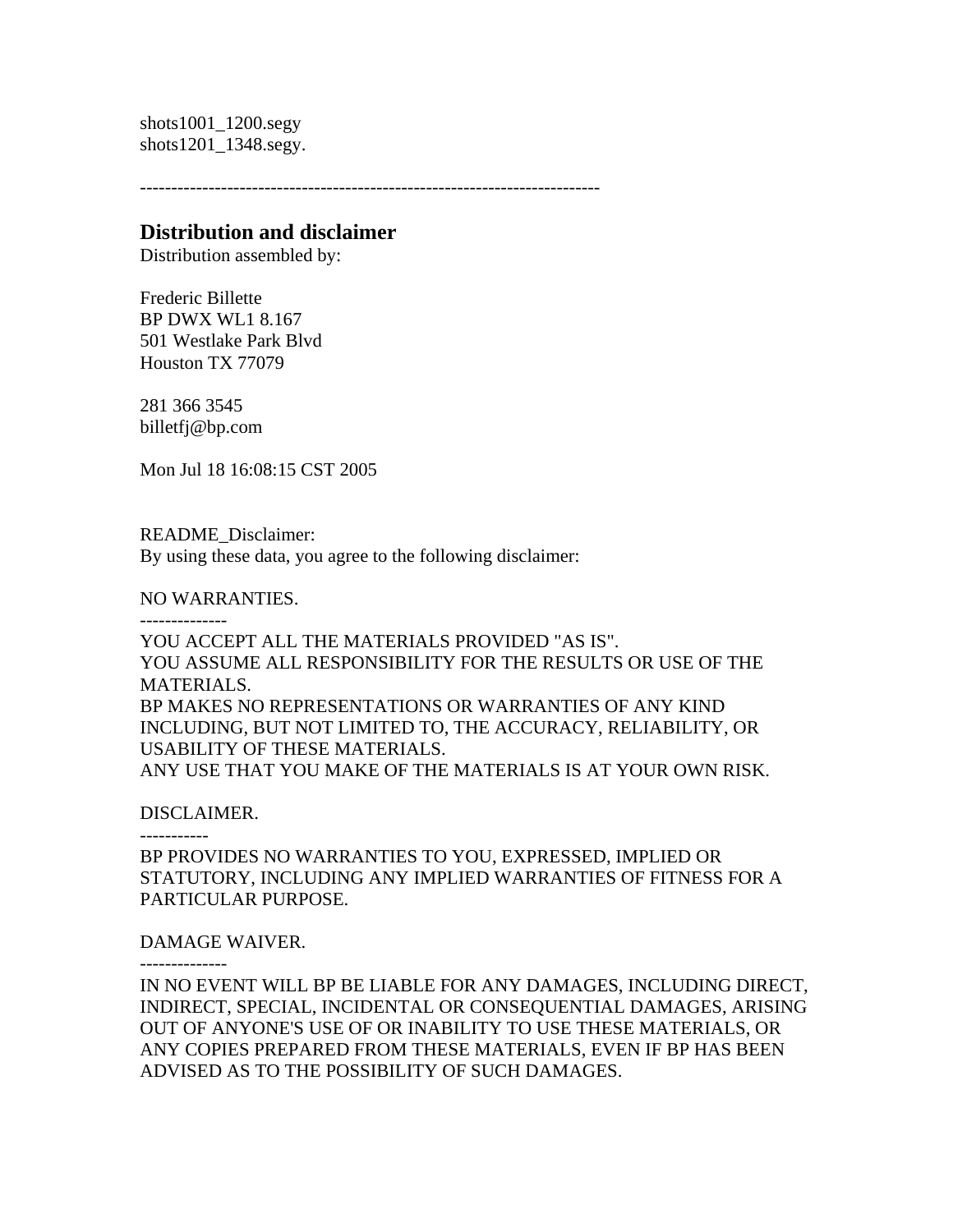shots1001_1200.segy
shots1201_1348.segy.

------------------------------------------------------------------------

## Distribution and disclaimer

Distribution assembled by:

Frederic Billette
BP DWX WL1 8.167
501 Westlake Park Blvd
Houston TX 77079

281 366 3545
billetfj@bp.com

Mon Jul 18 16:08:15 CST 2005

README_Disclaimer:
By using these data, you agree to the following disclaimer:

NO WARRANTIES.
--------------
YOU ACCEPT ALL THE MATERIALS PROVIDED "AS IS".
YOU ASSUME ALL RESPONSIBILITY FOR THE RESULTS OR USE OF THE MATERIALS.
BP MAKES NO REPRESENTATIONS OR WARRANTIES OF ANY KIND INCLUDING, BUT NOT LIMITED TO, THE ACCURACY, RELIABILITY, OR USABILITY OF THESE MATERIALS.
ANY USE THAT YOU MAKE OF THE MATERIALS IS AT YOUR OWN RISK.

DISCLAIMER.
-----------
BP PROVIDES NO WARRANTIES TO YOU, EXPRESSED, IMPLIED OR STATUTORY, INCLUDING ANY IMPLIED WARRANTIES OF FITNESS FOR A PARTICULAR PURPOSE.

DAMAGE WAIVER.
--------------
IN NO EVENT WILL BP BE LIABLE FOR ANY DAMAGES, INCLUDING DIRECT, INDIRECT, SPECIAL, INCIDENTAL OR CONSEQUENTIAL DAMAGES, ARISING OUT OF ANYONE'S USE OF OR INABILITY TO USE THESE MATERIALS, OR ANY COPIES PREPARED FROM THESE MATERIALS, EVEN IF BP HAS BEEN ADVISED AS TO THE POSSIBILITY OF SUCH DAMAGES.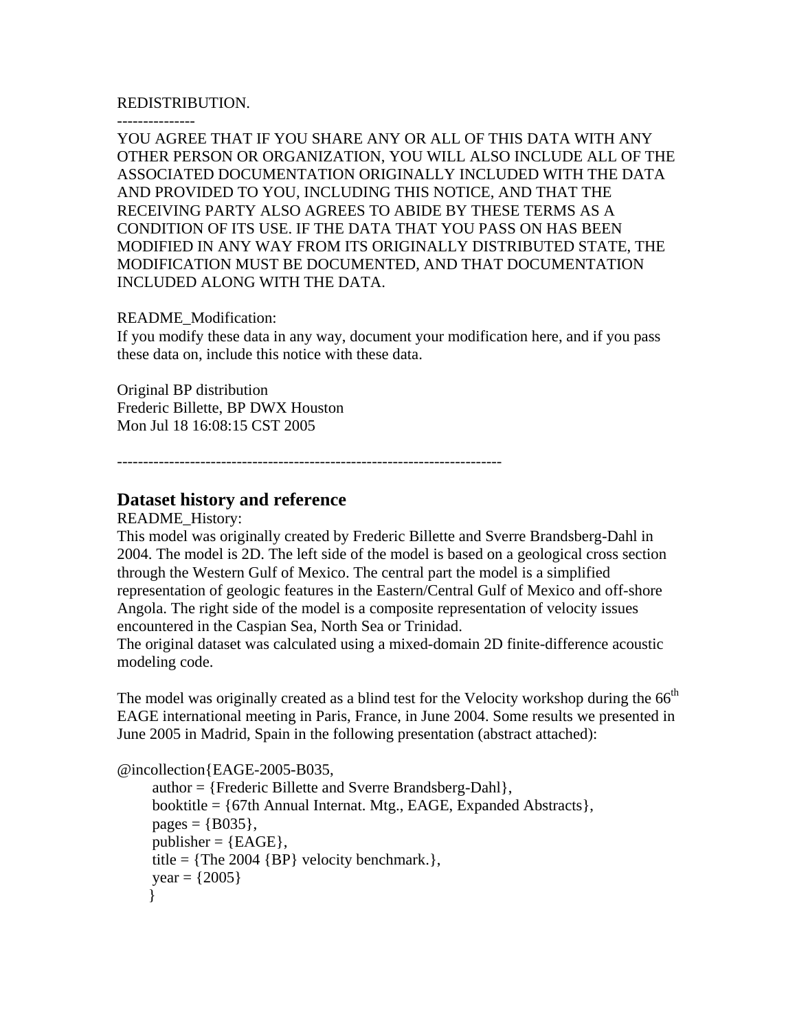REDISTRIBUTION.

---------------

YOU AGREE THAT IF YOU SHARE ANY OR ALL OF THIS DATA WITH ANY OTHER PERSON OR ORGANIZATION, YOU WILL ALSO INCLUDE ALL OF THE ASSOCIATED DOCUMENTATION ORIGINALLY INCLUDED WITH THE DATA AND PROVIDED TO YOU, INCLUDING THIS NOTICE, AND THAT THE RECEIVING PARTY ALSO AGREES TO ABIDE BY THESE TERMS AS A CONDITION OF ITS USE. IF THE DATA THAT YOU PASS ON HAS BEEN MODIFIED IN ANY WAY FROM ITS ORIGINALLY DISTRIBUTED STATE, THE MODIFICATION MUST BE DOCUMENTED, AND THAT DOCUMENTATION INCLUDED ALONG WITH THE DATA.

README_Modification:
If you modify these data in any way, document your modification here, and if you pass these data on, include this notice with these data.

Original BP distribution
Frederic Billette, BP DWX Houston
Mon Jul 18 16:08:15 CST 2005

------------------------------------------------------------------------

## Dataset history and reference

README_History:
This model was originally created by Frederic Billette and Sverre Brandsberg-Dahl in 2004. The model is 2D. The left side of the model is based on a geological cross section through the Western Gulf of Mexico. The central part the model is a simplified representation of geologic features in the Eastern/Central Gulf of Mexico and off-shore Angola. The right side of the model is a composite representation of velocity issues encountered in the Caspian Sea, North Sea or Trinidad.
The original dataset was calculated using a mixed-domain 2D finite-difference acoustic modeling code.

The model was originally created as a blind test for the Velocity workshop during the 66th EAGE international meeting in Paris, France, in June 2004. Some results we presented in June 2005 in Madrid, Spain in the following presentation (abstract attached):

```
@incollection{EAGE-2005-B035,
      author = {Frederic Billette and Sverre Brandsberg-Dahl},
      booktitle = {67th Annual Internat. Mtg., EAGE, Expanded Abstracts},
      pages = {B035},
      publisher = {EAGE},
      title = {The 2004 {BP} velocity benchmark.},
      year = {2005}
     }
```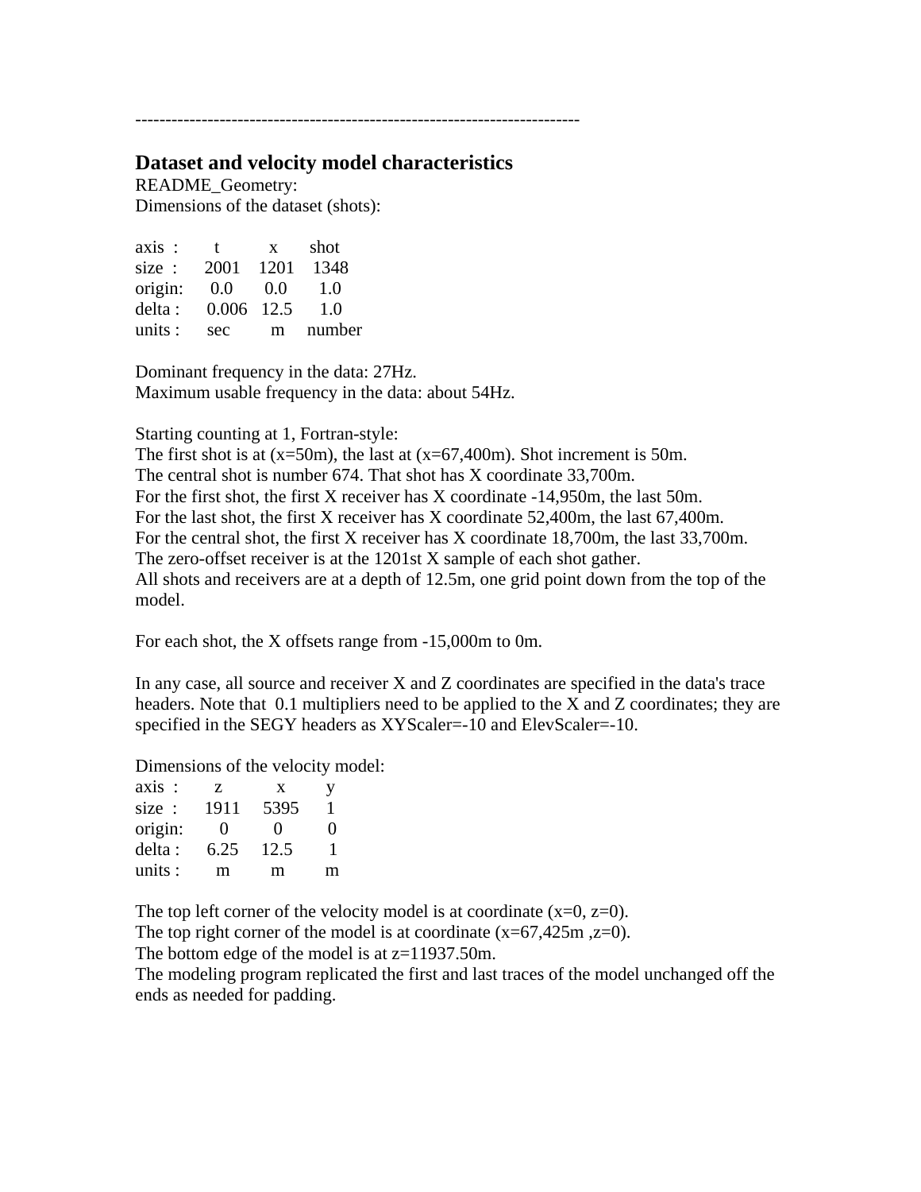------------------------------------------------------------------------

## Dataset and velocity model characteristics

README_Geometry:
Dimensions of the dataset (shots):

| axis : | t | x | shot |
|---|---|---|---|
| size : | 2001 | 1201 | 1348 |
| origin: | 0.0 | 0.0 | 1.0 |
| delta : | 0.006 | 12.5 | 1.0 |
| units : | sec | m | number |

Dominant frequency in the data: 27Hz.
Maximum usable frequency in the data: about 54Hz.

Starting counting at 1, Fortran-style:
The first shot is at (x=50m), the last at (x=67,400m). Shot increment is 50m.
The central shot is number 674. That shot has X coordinate 33,700m.
For the first shot, the first X receiver has X coordinate -14,950m, the last 50m.
For the last shot, the first X receiver has X coordinate 52,400m, the last 67,400m.
For the central shot, the first X receiver has X coordinate 18,700m, the last 33,700m.
The zero-offset receiver is at the 1201st X sample of each shot gather.
All shots and receivers are at a depth of 12.5m, one grid point down from the top of the model.

For each shot, the X offsets range from -15,000m to 0m.

In any case, all source and receiver X and Z coordinates are specified in the data's trace headers. Note that 0.1 multipliers need to be applied to the X and Z coordinates; they are specified in the SEGY headers as XYScaler=-10 and ElevScaler=-10.

Dimensions of the velocity model:

| axis : | z | x | y |
|---|---|---|---|
| size : | 1911 | 5395 | 1 |
| origin: | 0 | 0 | 0 |
| delta : | 6.25 | 12.5 | 1 |
| units : | m | m | m |

The top left corner of the velocity model is at coordinate (x=0, z=0).
The top right corner of the model is at coordinate (x=67,425m ,z=0).
The bottom edge of the model is at z=11937.50m.
The modeling program replicated the first and last traces of the model unchanged off the ends as needed for padding.